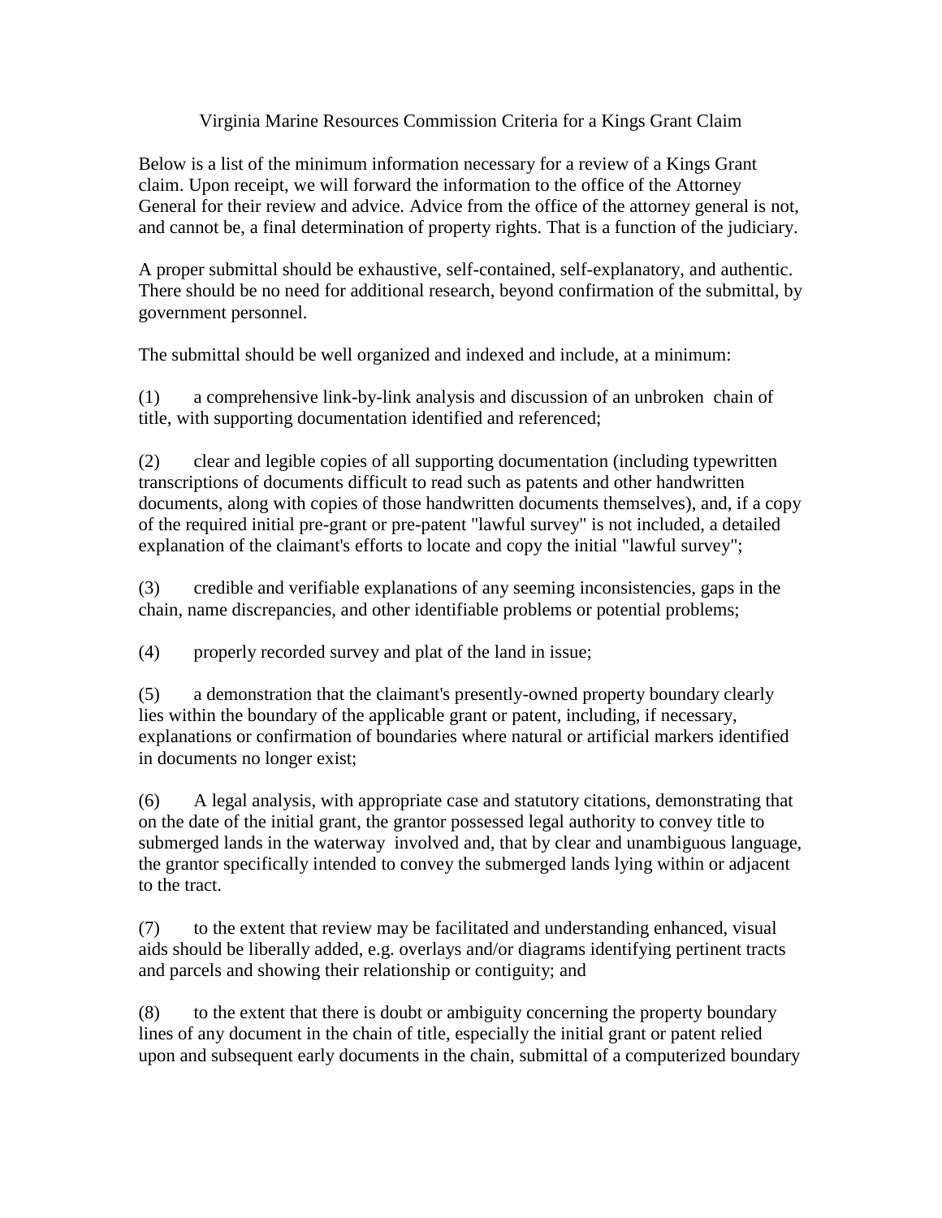# Virginia Marine Resources Commission Criteria for a Kings Grant Claim

Below is a list of the minimum information necessary for a review of a Kings Grant claim. Upon receipt, we will forward the information to the office of the Attorney General for their review and advice. Advice from the office of the attorney general is not, and cannot be, a final determination of property rights. That is a function of the judiciary.

A proper submittal should be exhaustive, self-contained, self-explanatory, and authentic. There should be no need for additional research, beyond confirmation of the submittal, by government personnel.

The submittal should be well organized and indexed and include, at a minimum:

(1) a comprehensive link-by-link analysis and discussion of an unbroken chain of title, with supporting documentation identified and referenced;

(2) clear and legible copies of all supporting documentation (including typewritten transcriptions of documents difficult to read such as patents and other handwritten documents, along with copies of those handwritten documents themselves), and, if a copy of the required initial pre-grant or pre-patent "lawful survey" is not included, a detailed explanation of the claimant's efforts to locate and copy the initial "lawful survey";

(3) credible and verifiable explanations of any seeming inconsistencies, gaps in the chain, name discrepancies, and other identifiable problems or potential problems;

(4) properly recorded survey and plat of the land in issue;

(5) a demonstration that the claimant's presently-owned property boundary clearly lies within the boundary of the applicable grant or patent, including, if necessary, explanations or confirmation of boundaries where natural or artificial markers identified in documents no longer exist;

(6) A legal analysis, with appropriate case and statutory citations, demonstrating that on the date of the initial grant, the grantor possessed legal authority to convey title to submerged lands in the waterway involved and, that by clear and unambiguous language, the grantor specifically intended to convey the submerged lands lying within or adjacent to the tract.

(7) to the extent that review may be facilitated and understanding enhanced, visual aids should be liberally added, e.g. overlays and/or diagrams identifying pertinent tracts and parcels and showing their relationship or contiguity; and

(8) to the extent that there is doubt or ambiguity concerning the property boundary lines of any document in the chain of title, especially the initial grant or patent relied upon and subsequent early documents in the chain, submittal of a computerized boundary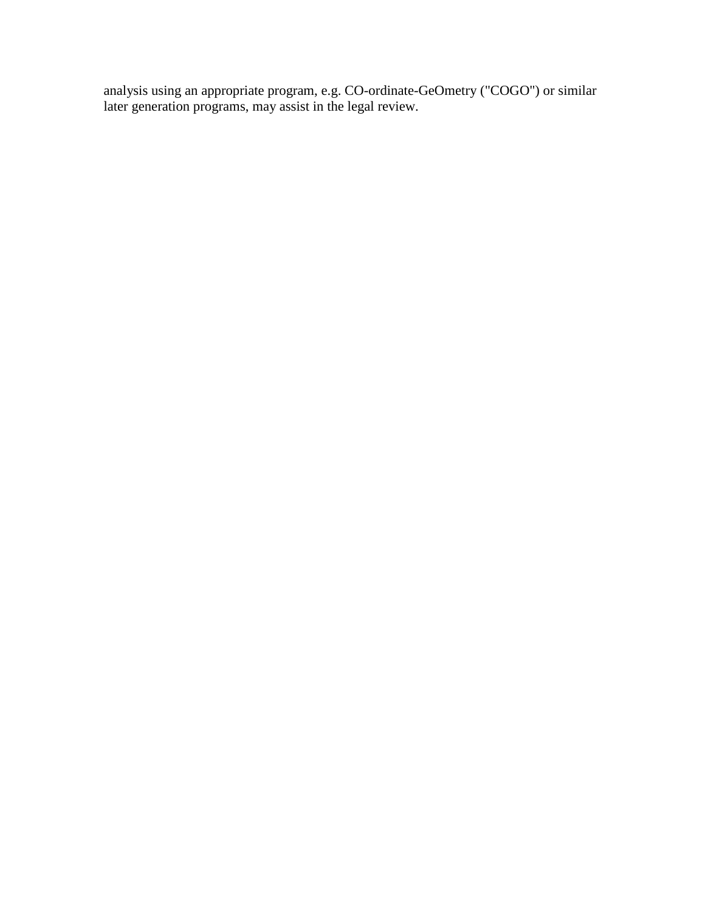analysis using an appropriate program, e.g. CO-ordinate-GeOmetry ("COGO") or similar later generation programs, may assist in the legal review.